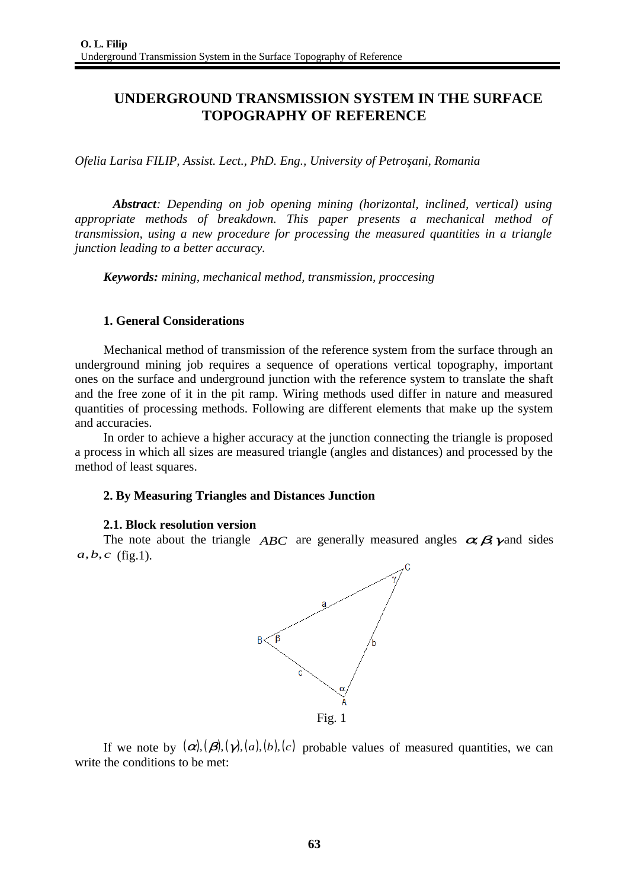# UNDERGROUND TRANSMISSION SYSTEM IN THE SURFACE TOPOGRAPHY OF REFERENCE

*Ofelia Larisa FILIP, Assist. Lect., PhD. Eng., University of Petroşani, Romania*

***Abstract**: Depending on job opening mining (horizontal, inclined, vertical) using appropriate methods of breakdown. This paper presents a mechanical method of transmission, using a new procedure for processing the measured quantities in a triangle junction leading to a better accuracy.*

***Keywords:** mining, mechanical method, transmission, proccesing*

## 1. General Considerations

Mechanical method of transmission of the reference system from the surface through an underground mining job requires a sequence of operations vertical topography, important ones on the surface and underground junction with the reference system to translate the shaft and the free zone of it in the pit ramp. Wiring methods used differ in nature and measured quantities of processing methods. Following are different elements that make up the system and accuracies.

In order to achieve a higher accuracy at the junction connecting the triangle is proposed a process in which all sizes are measured triangle (angles and distances) and processed by the method of least squares.

## 2. By Measuring Triangles and Distances Junction

### 2.1. Block resolution version

The note about the triangle $ABC$ are generally measured angles $\alpha, \beta, \gamma$ and sides $a, b, c$ (fig.1).

Fig. 1

If we note by $(\alpha), (\beta), (\gamma), (a), (b), (c)$ probable values of measured quantities, we can write the conditions to be met: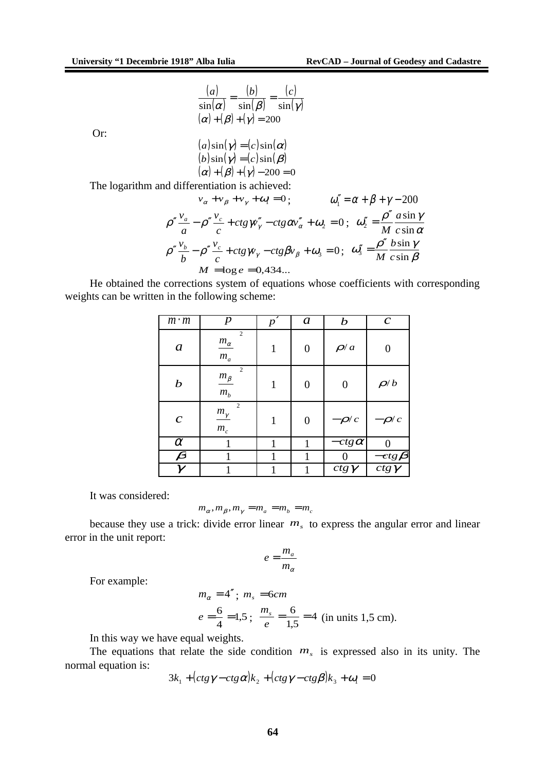$$\frac{(a)}{\sin(\alpha)} = \frac{(b)}{\sin(\beta)} = \frac{(c)}{\sin(\gamma)}$$
$$(\alpha) + (\beta) + (\gamma) = 200$$

Or:

$$(a)\sin(\gamma) = (c)\sin(\alpha)$$
$$(b)\sin(\gamma) = (c)\sin(\beta)$$
$$(\alpha) + (\beta) + (\gamma) - 200 = 0$$

The logarithm and differentiation is achieved:

$$v_{\alpha} + v_{\beta} + v_{\gamma} + \omega_1 = 0; \qquad \omega_1'' = \alpha + \beta + \gamma - 200$$

$$\rho''\frac{v_a}{a} - \rho''\frac{v_c}{c} + ctg\gamma v_{\gamma}'' - ctg\alpha v_{\alpha}'' + \omega_2 = 0; \quad \omega_2'' = \frac{\rho''}{M}\frac{a\sin\gamma}{c\sin\alpha}$$

$$\rho''\frac{v_b}{b} - \rho''\frac{v_c}{c} + ctg\gamma v_{\gamma} - ctg\beta v_{\beta} + \omega_3 = 0; \quad \omega_3'' = \frac{\rho''}{M}\frac{b\sin\gamma}{c\sin\beta}$$

$$M = \log e = 0{,}434...$$

He obtained the corrections system of equations whose coefficients with corresponding weights can be written in the following scheme:

| $m \cdot m$ | $p$ | $p'$ | $a$ | $b$ | $c$ |
|---|---|---|---|---|---|
| $a$ | $\left(\frac{m_{\alpha}}{m_a}\right)^2$ | 1 | 0 | $\rho / a$ | 0 |
| $b$ | $\left(\frac{m_{\beta}}{m_b}\right)^2$ | 1 | 0 | 0 | $\rho / b$ |
| $c$ | $\left(\frac{m_{\gamma}}{m_c}\right)^2$ | 1 | 0 | $-\rho / c$ | $-\rho / c$ |
| $\alpha$ | 1 | 1 | 1 | $-ctg\alpha$ | 0 |
| $\beta$ | 1 | 1 | 1 | 0 | $-ctg\beta$ |
| $\gamma$ | 1 | 1 | 1 | $ctg\gamma$ | $ctg\gamma$ |

It was considered:

$$m_{\alpha}, m_{\beta}, m_{\gamma} = m_a = m_b = m_c$$

because they use a trick: divide error linear $m_s$ to express the angular error and linear error in the unit report:

$$e = \frac{m_a}{m_{\alpha}}$$

For example:

$$m_{\alpha} = 4''; \; m_s = 6cm$$

$$e = \frac{6}{4} = 1{,}5; \; \frac{m_s}{e} = \frac{6}{1{,}5} = 4 \text{ (in units 1,5 cm).}$$

In this way we have equal weights.

The equations that relate the side condition $m_s$ is expressed also in its unity. The normal equation is:

$$3k_1 + (ctg\gamma - ctg\alpha)k_2 + (ctg\gamma - ctg\beta)k_3 + \omega_1 = 0$$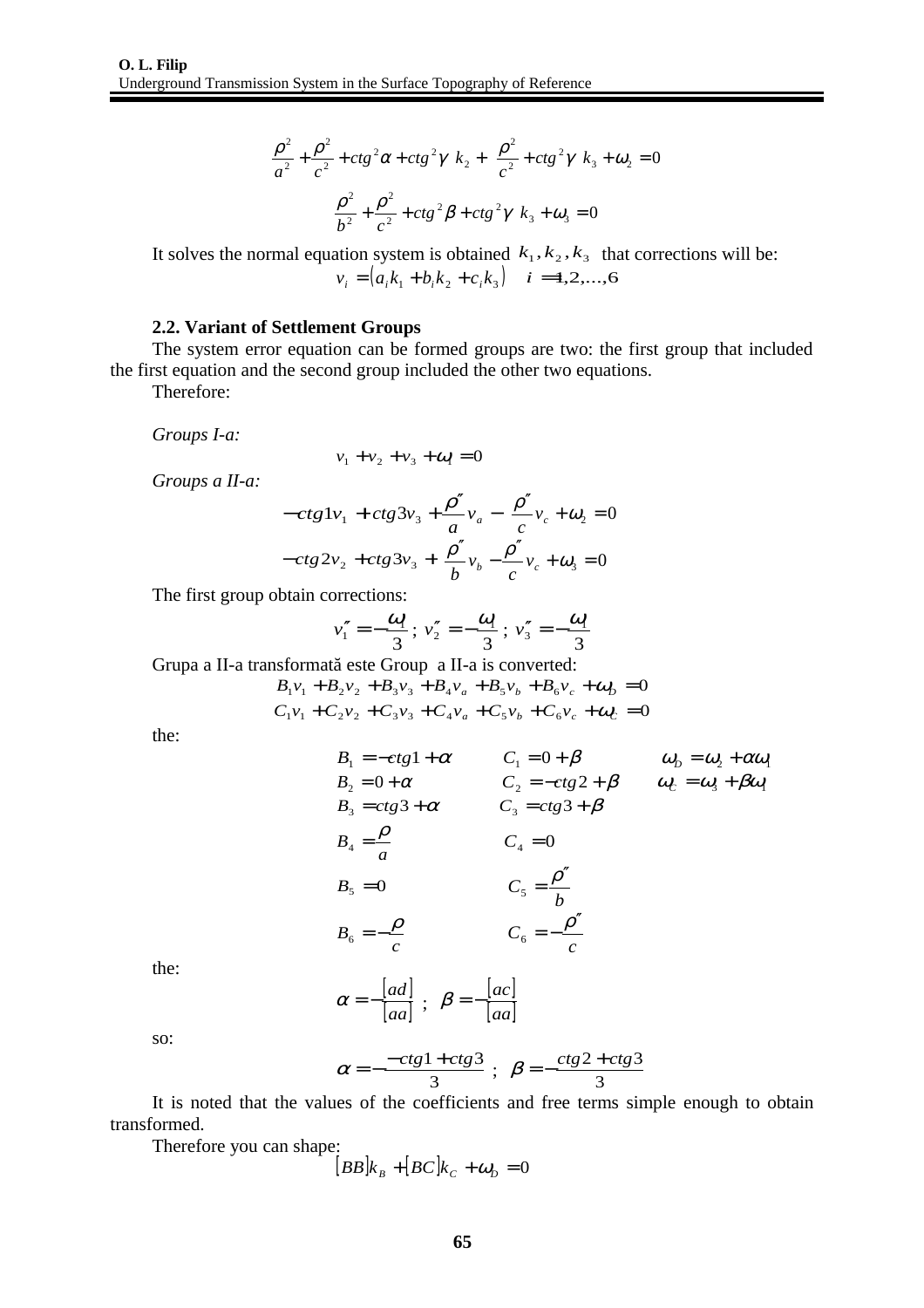$$\left(\frac{\rho^2}{a^2}+\frac{\rho^2}{c^2}+ctg^2\alpha+ctg^2\gamma\right)k_2+\left(\frac{\rho^2}{c^2}+ctg^2\gamma\right)k_3+\omega_2=0$$

$$\left(\frac{\rho^2}{b^2}+\frac{\rho^2}{c^2}+ctg^2\beta+ctg^2\gamma\right)k_3+\omega_3=0$$

It solves the normal equation system is obtained $k_1, k_2, k_3$ that corrections will be:

$$v_i=(a_ik_1+b_ik_2+c_ik_3)\quad i=1,2,\ldots,6$$

### 2.2. Variant of Settlement Groups

The system error equation can be formed groups are two: the first group that included the first equation and the second group included the other two equations.

Therefore:

*Groups I-a:*

$$v_1+v_2+v_3+\omega_1=0$$

*Groups a II-a:*

$$-ctg1v_1+ctg3v_3+\frac{\rho''}{a}v_a-\frac{\rho''}{c}v_c+\omega_2=0$$

$$-ctg2v_2+ctg3v_3+\frac{\rho''}{b}v_b-\frac{\rho''}{c}v_c+\omega_3=0$$

The first group obtain corrections:

$$v_1''=-\frac{\omega_1}{3}\;;\;v_2''=-\frac{\omega_1}{3}\;;\;v_3''=-\frac{\omega_1}{3}$$

Grupa a II-a transformată este Group a II-a is converted:

$$B_1v_1+B_2v_2+B_3v_3+B_4v_a+B_5v_b+B_6v_c+\omega_D=0$$

$$C_1v_1+C_2v_2+C_3v_3+C_4v_a+C_5v_b+C_6v_c+\omega_C=0$$

the:

$$B_1=-ctg1+\alpha\qquad C_1=0+\beta\qquad \omega_D=\omega_2+\alpha\omega_1$$

$$B_2=0+\alpha\qquad C_2=-ctg2+\beta\qquad \omega_C=\omega_3+\beta\omega_1$$

$$B_3=ctg3+\alpha\qquad C_3=ctg3+\beta$$

$$B_4=\frac{\rho}{a}\qquad C_4=0$$

$$B_5=0\qquad C_5=\frac{\rho''}{b}$$

$$B_6=-\frac{\rho}{c}\qquad C_6=-\frac{\rho''}{c}$$

the:

$$\alpha=-\frac{[ad]}{[aa]}\;;\;\beta=-\frac{[ac]}{[aa]}$$

so:

$$\alpha=-\frac{-ctg1+ctg3}{3}\;;\;\beta=-\frac{ctg2+ctg3}{3}$$

It is noted that the values of the coefficients and free terms simple enough to obtain transformed.

Therefore you can shape:

$$[BB]k_B+[BC]k_C+\omega_D=0$$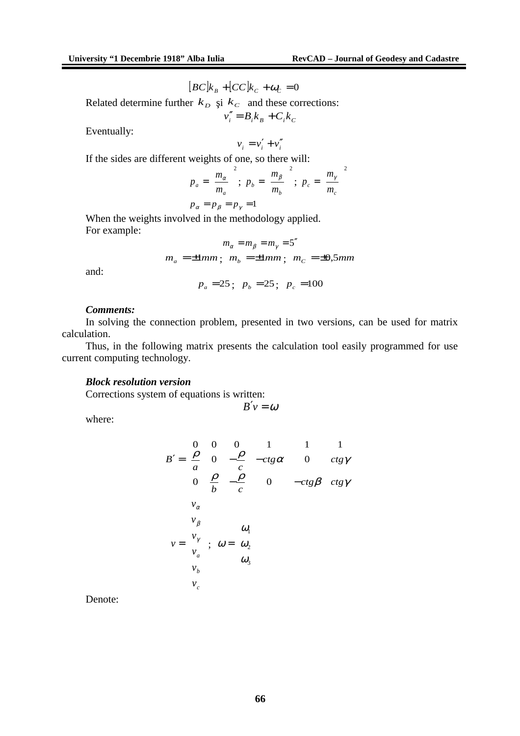$$[BC]k_B + [CC]k_C + \omega_C = 0$$

Related determine further $k_D$ şi $k_C$ and these corrections:

$$v_i'' = B_i k_B + C_i k_C$$

Eventually:

$$v_i = v_i' + v_i''$$

If the sides are different weights of one, so there will:

$$p_a = \left(\frac{m_\alpha}{m_a}\right)^2 ;\; p_b = \left(\frac{m_\beta}{m_b}\right)^2 ;\; p_c = \left(\frac{m_\gamma}{m_c}\right)^2$$

$$p_\alpha = p_\beta = p_\gamma = 1$$

When the weights involved in the methodology applied.

For example:

$$m_\alpha = m_\beta = m_\gamma = 5''$$

$$m_a = \pm 1mm ;\; m_b = \pm 1mm ;\; m_C = \pm 0{,}5mm$$

and:

$$p_a = 25 ;\; p_b = 25 ;\; p_c = 100$$

***Comments:***

In solving the connection problem, presented in two versions, can be used for matrix calculation.

Thus, in the following matrix presents the calculation tool easily programmed for use current computing technology.

***Block resolution version***

Corrections system of equations is written:

$$B'v = \omega$$

where:

$$B' = \begin{pmatrix} 0 & 0 & 0 & 1 & 1 & 1 \\ \frac{\rho}{a} & 0 & -\frac{\rho}{c} & -ctg\alpha & 0 & ctg\gamma \\ 0 & \frac{\rho}{b} & -\frac{\rho}{c} & 0 & -ctg\beta & ctg\gamma \end{pmatrix}$$

$$v = \begin{pmatrix} v_\alpha \\ v_\beta \\ v_\gamma \\ v_a \\ v_b \\ v_c \end{pmatrix} ;\quad \omega = \begin{pmatrix} \omega_1 \\ \omega_2 \\ \omega_3 \end{pmatrix}$$

Denote: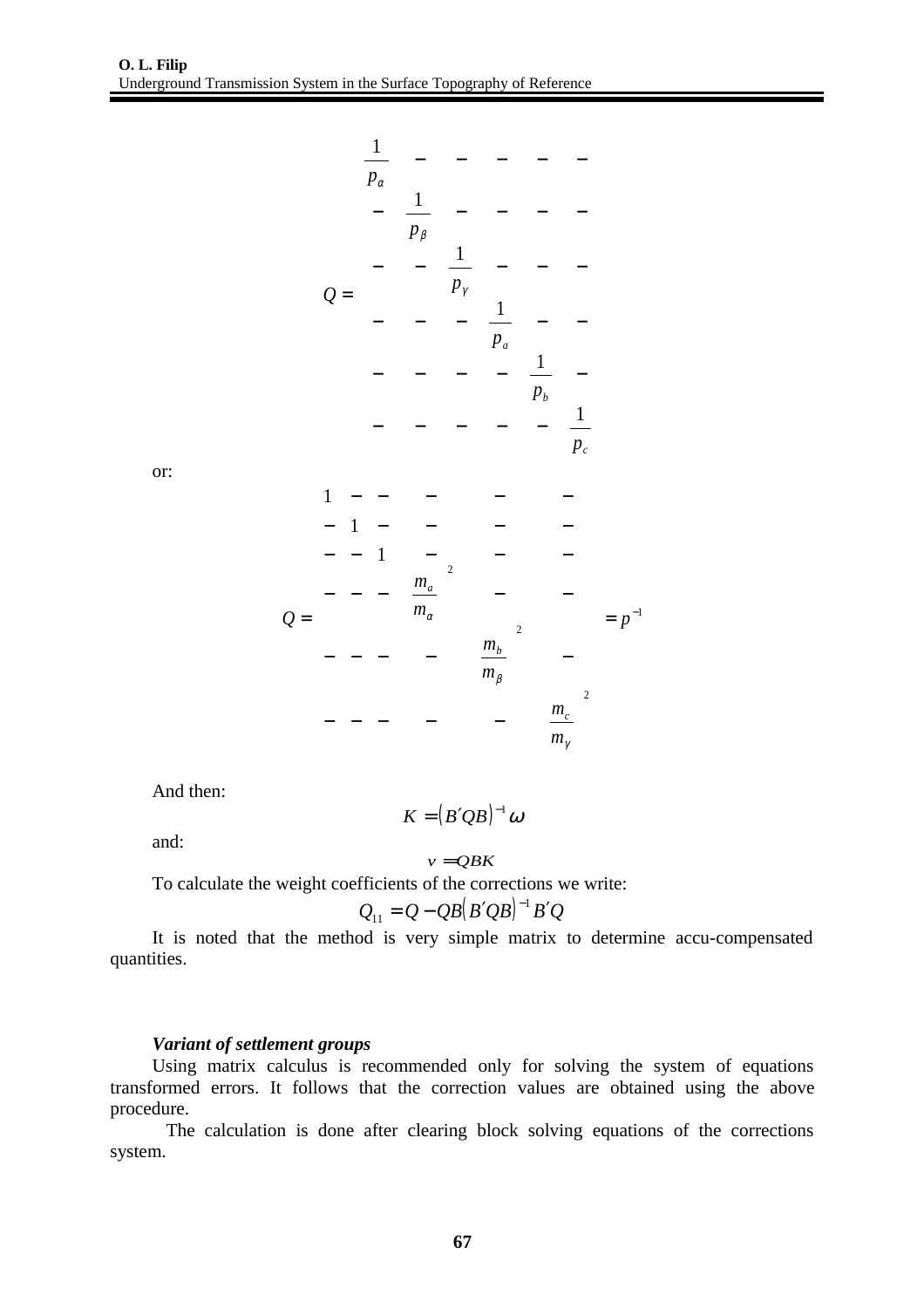$$
Q = \begin{bmatrix}
\frac{1}{p_\alpha} & - & - & - & - & - \\
- & \frac{1}{p_\beta} & - & - & - & - \\
- & - & \frac{1}{p_\gamma} & - & - & - \\
- & - & - & \frac{1}{p_a} & - & - \\
- & - & - & - & \frac{1}{p_b} & - \\
- & - & - & - & - & \frac{1}{p_c}
\end{bmatrix}
$$

or:

$$
Q = \begin{bmatrix}
1 & - & - & - & - & - \\
- & 1 & - & - & - & - \\
- & - & 1 & - & - & - \\
- & - & - & \frac{m_a}{m_\alpha}^2 & - & - \\
- & - & - & - & \frac{m_b}{m_\beta}^2 & - \\
- & - & - & - & - & \frac{m_c}{m_\gamma}^2
\end{bmatrix} = p^{-1}
$$

And then:

$$K = \left(B'QB\right)^{-1}\omega$$

and:

$$v = QBK$$

To calculate the weight coefficients of the corrections we write:

$$Q_{11} = Q - QB\left(B'QB\right)^{-1}B'Q$$

It is noted that the method is very simple matrix to determine accu-compensated quantities.

***Variant of settlement groups***

Using matrix calculus is recommended only for solving the system of equations transformed errors. It follows that the correction values are obtained using the above procedure.

The calculation is done after clearing block solving equations of the corrections system.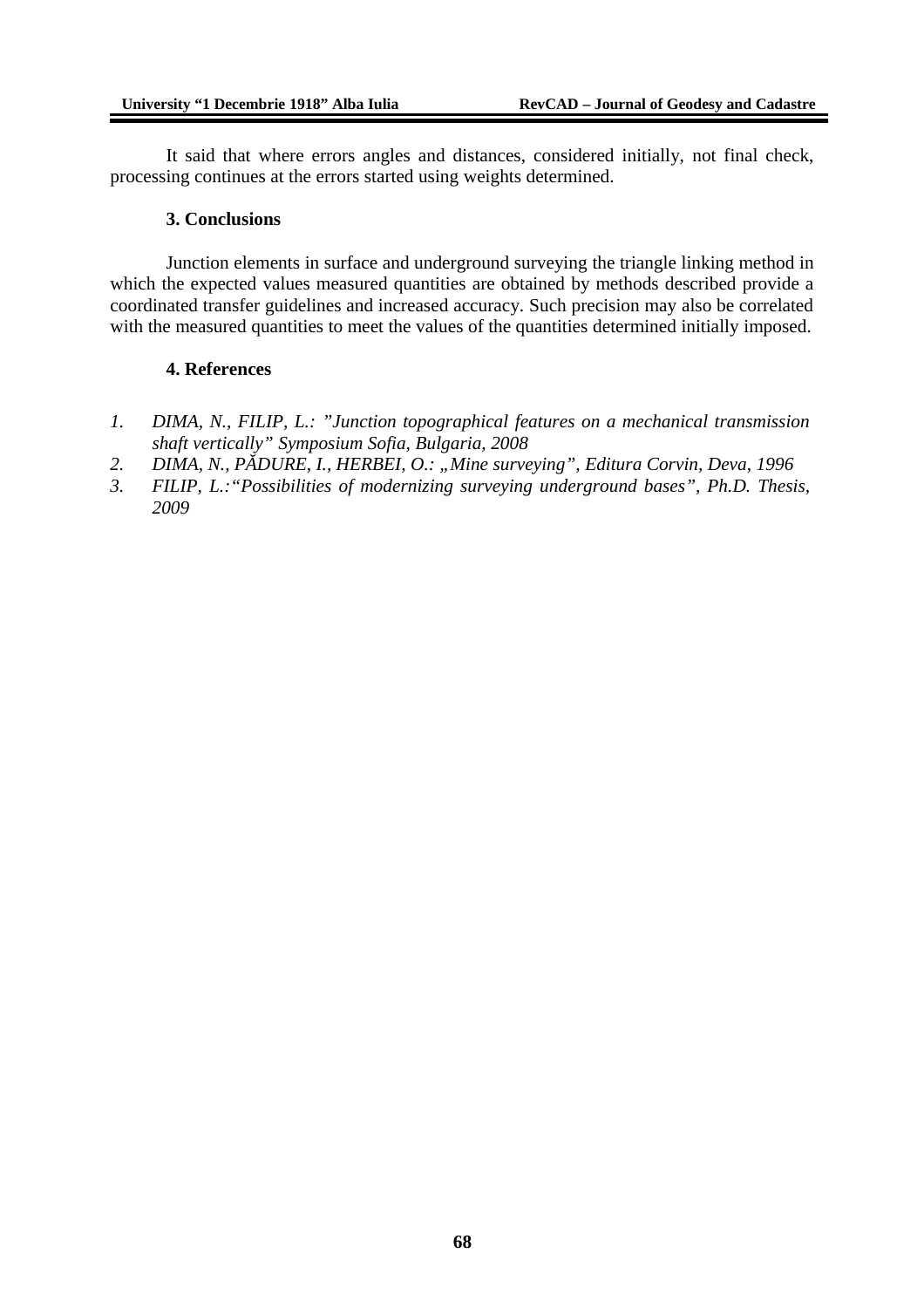It said that where errors angles and distances, considered initially, not final check, processing continues at the errors started using weights determined.

## 3. Conclusions

Junction elements in surface and underground surveying the triangle linking method in which the expected values measured quantities are obtained by methods described provide a coordinated transfer guidelines and increased accuracy. Such precision may also be correlated with the measured quantities to meet the values of the quantities determined initially imposed.

## 4. References

1. *DIMA, N., FILIP, L.: "Junction topographical features on a mechanical transmission shaft vertically" Symposium Sofia, Bulgaria, 2008*
2. *DIMA, N., PĂDURE, I., HERBEI, O.: „Mine surveying", Editura Corvin, Deva, 1996*
3. *FILIP, L.:"Possibilities of modernizing surveying underground bases", Ph.D. Thesis, 2009*